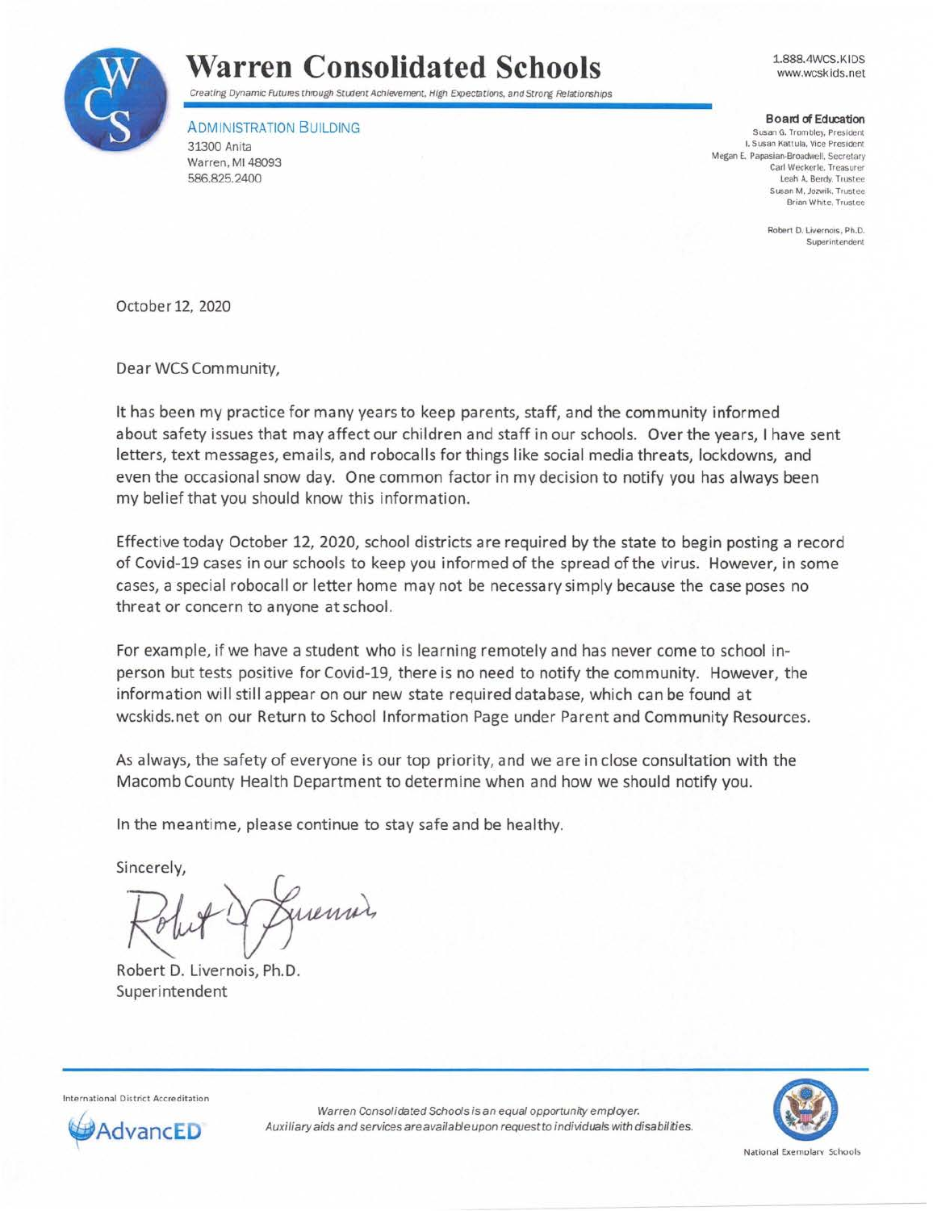# Warren Consolidated Schools

*Creating Dynamic Futures through Student Achievement, High Expectations, and Strong Relationships*

1.888.4WCS.KIDS
www.wcskids.net

ADMINISTRATION BUILDING
31300 Anita
Warren, MI 48093
586.825.2400

**Board of Education**
Susan G. Trombley, President
I. Susan Kattula, Vice President
Megan E. Papasian-Broadwell, Secretary
Carl Weckerle, Treasurer
Leah A. Berdy, Trustee
Susan M. Jozwik, Trustee
Brian White, Trustee

Robert D. Livernois, Ph.D.
Superintendent

October 12, 2020

Dear WCS Community,

It has been my practice for many years to keep parents, staff, and the community informed about safety issues that may affect our children and staff in our schools. Over the years, I have sent letters, text messages, emails, and robocalls for things like social media threats, lockdowns, and even the occasional snow day. One common factor in my decision to notify you has always been my belief that you should know this information.

Effective today October 12, 2020, school districts are required by the state to begin posting a record of Covid-19 cases in our schools to keep you informed of the spread of the virus. However, in some cases, a special robocall or letter home may not be necessary simply because the case poses no threat or concern to anyone at school.

For example, if we have a student who is learning remotely and has never come to school in-person but tests positive for Covid-19, there is no need to notify the community. However, the information will still appear on our new state required database, which can be found at wcskids.net on our Return to School Information Page under Parent and Community Resources.

As always, the safety of everyone is our top priority, and we are in close consultation with the Macomb County Health Department to determine when and how we should notify you.

In the meantime, please continue to stay safe and be healthy.

Sincerely,

Robert D. Livernois, Ph.D.
Superintendent

International District Accreditation
AdvancED

*Warren Consolidated Schools is an equal opportunity employer.*
*Auxiliary aids and services are available upon request to individuals with disabilities.*

National Exemplary Schools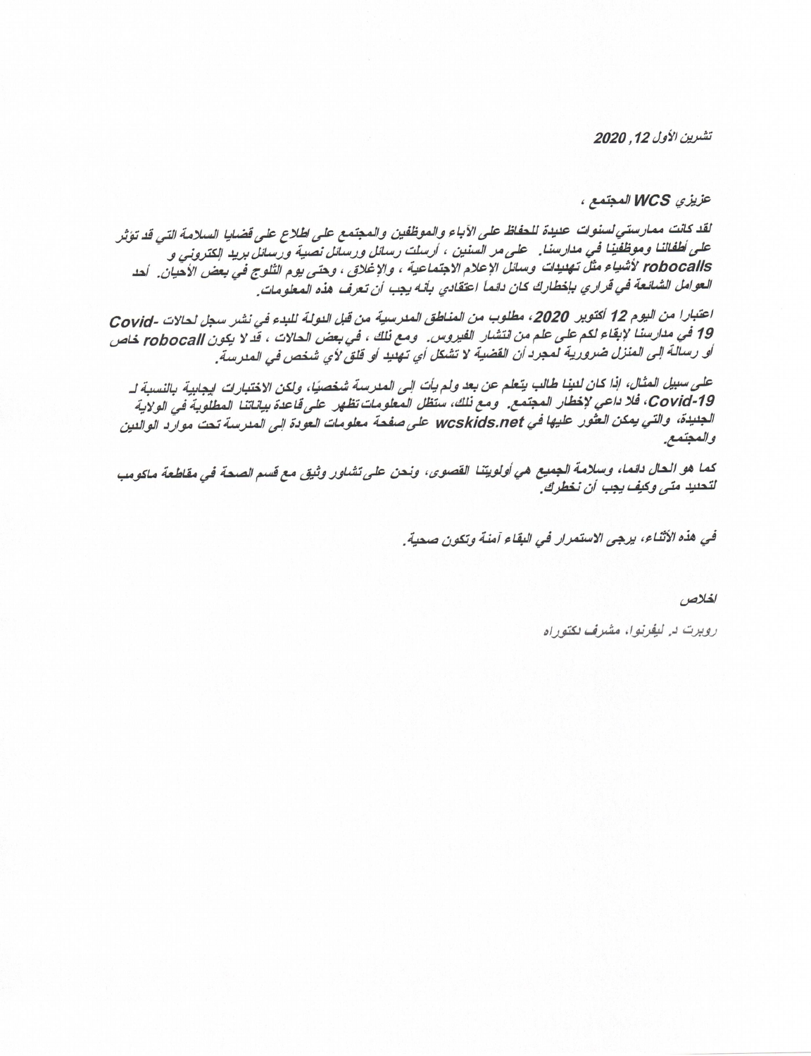*تشرين الأول 12, 2020*

*عزيزي WCS المجتمع ،*

*لقد كانت ممارستي لسنوات عديدة للحفاظ على الآباء والموظفين والمجتمع على اطلاع على قضايا السلامة التي قد تؤثر على أطفالنا وموظفينا في مدارسنا. على مر السنين ، أرسلت رسائل ورسائل نصية ورسائل بريد إلكتروني و robocalls لأشياء مثل تهديدات وسائل الإعلام الاجتماعية ، والإغلاق ، وحتى يوم الثلوج في بعض الأحيان. أحد العوامل الشائعة في قراري بإخطارك كان دائماً اعتقادي بأنه يجب أن تعرف هذه المعلومات.*

*اعتبارا من اليوم 12 أكتوبر 2020، مطلوب من المناطق المدرسية من قبل الدولة للبدء في نشر سجل لحالات Covid-19 في مدارسنا لإبقاء لكم على علم من انتشار الفيروس. ومع ذلك ، في بعض الحالات ، قد لا يكون robocall خاص أو رسالة إلى المنزل ضرورية لمجرد أن القضية لا تشكل أي تهديد أو قلق لأي شخص في المدرسة.*

*على سبيل المثال، إذا كان لدينا طالب يتعلم عن بعد ولم يأت إلى المدرسة شخصيًا، ولكن الاختبارات إيجابية بالنسبة لـ Covid-19، فلا داعي لإخطار المجتمع. ومع ذلك، ستظل المعلومات تظهر على قاعدة بياناتنا المطلوبة في الولاية الجديدة، والتي يمكن العثور عليها في wcskids.net على صفحة معلومات العودة إلى المدرسة تحت موارد الوالدين والمجتمع.*

*كما هو الحال دائما، وسلامة الجميع هي أولويتنا القصوى، ونحن على تشاور وثيق مع قسم الصحة في مقاطعة ماكومب لتحديد متى وكيف يجب أن نخطرك.*

*في هذه الأثناء، يرجى الاستمرار في البقاء آمنة وتكون صحية.*

*اخلاص*

روبرت د. ليفرنوا، مشرف دكتوراه